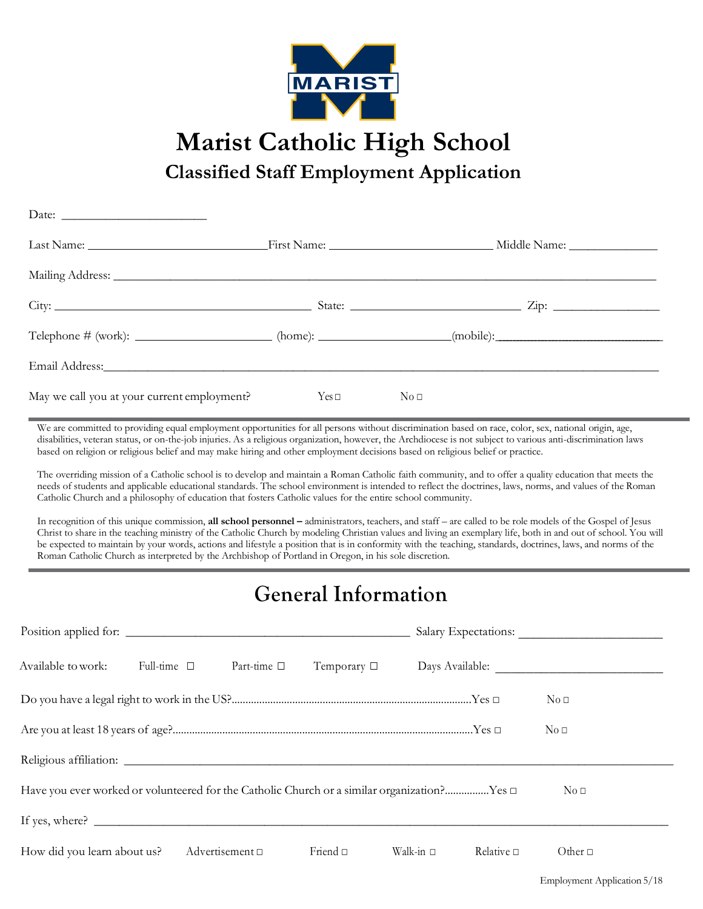# Marist Catholic High School

## Classified Staff Employment Application

Date: ______________________

Last Name: ____________________________ First Name: _________________________ Middle Name: ______________

Mailing Address: ________________________________________________________________________________

City: _______________________________________ State: __________________________ Zip: ________________

Telephone # (work): _____________________ (home): ____________________ (mobile): _____________________________

Email Address: ___________________________________________________________________________________

May we call you at your current employment? Yes □ No □

---

We are committed to providing equal employment opportunities for all persons without discrimination based on race, color, sex, national origin, age, disabilities, veteran status, or on-the-job injuries. As a religious organization, however, the Archdiocese is not subject to various anti-discrimination laws based on religion or religious belief and may make hiring and other employment decisions based on religious belief or practice.

The overriding mission of a Catholic school is to develop and maintain a Roman Catholic faith community, and to offer a quality education that meets the needs of students and applicable educational standards. The school environment is intended to reflect the doctrines, laws, norms, and values of the Roman Catholic Church and a philosophy of education that fosters Catholic values for the entire school community.

In recognition of this unique commission, **all school personnel –** administrators, teachers, and staff – are called to be role models of the Gospel of Jesus Christ to share in the teaching ministry of the Catholic Church by modeling Christian values and living an exemplary life, both in and out of school. You will be expected to maintain by your words, actions and lifestyle a position that is in conformity with the teaching, standards, doctrines, laws, and norms of the Roman Catholic Church as interpreted by the Archbishop of Portland in Oregon, in his sole discretion.

---

## General Information

Position applied for: ____________________________________________ Salary Expectations: ______________________

Available to work: Full-time □ Part-time □ Temporary □ Days Available: __________________________

Do you have a legal right to work in the US?......................................................................................Yes □ No □

Are you at least 18 years of age?.............................................................................................................Yes □ No □

Religious affiliation: ________________________________________________________________________________

Have you ever worked or volunteered for the Catholic Church or a similar organization?...............Yes □ No □

If yes, where? ______________________________________________________________________________________

How did you learn about us? Advertisement □ Friend □ Walk-in □ Relative □ Other □

Employment Application 5/18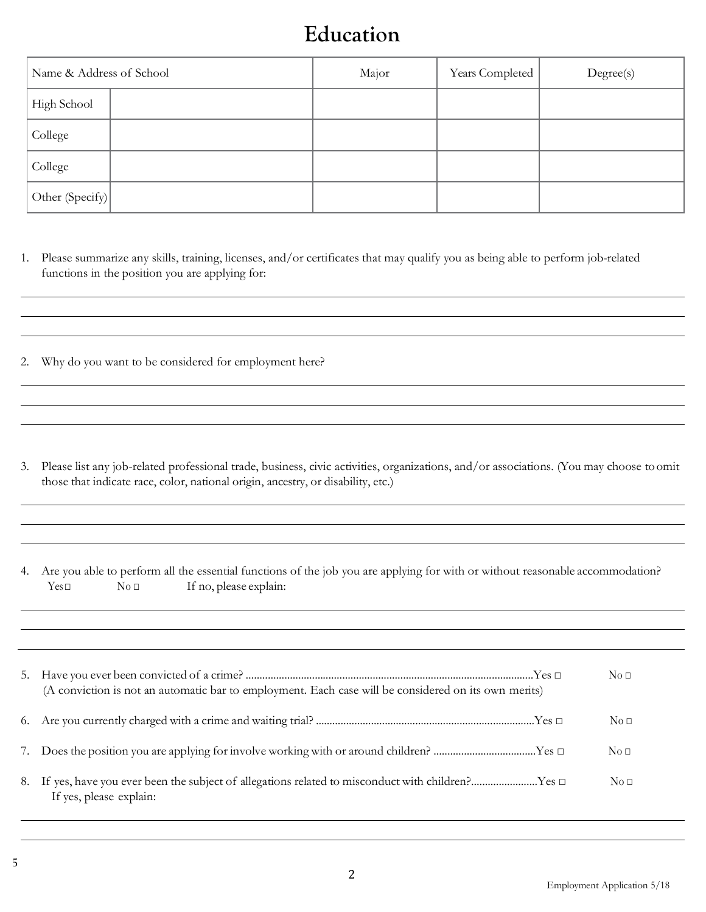# Education

| Name & Address of School | | Major | Years Completed | Degree(s) |
|---|---|---|---|---|
| High School | | | | |
| College | | | | |
| College | | | | |
| Other (Specify) | | | | |

1. Please summarize any skills, training, licenses, and/or certificates that may qualify you as being able to perform job-related functions in the position you are applying for:

2. Why do you want to be considered for employment here?

3. Please list any job-related professional trade, business, civic activities, organizations, and/or associations. (You may choose to omit those that indicate race, color, national origin, ancestry, or disability, etc.)

4. Are you able to perform all the essential functions of the job you are applying for with or without reasonable accommodation?
   Yes □ No □ If no, please explain:

5. Have you ever been convicted of a crime? ....................................................................................................Yes □ No □
   (A conviction is not an automatic bar to employment. Each case will be considered on its own merits)

6. Are you currently charged with a crime and waiting trial? ..........................................................................Yes □ No □

7. Does the position you are applying for involve working with or around children? ....................................Yes □ No □

8. If yes, have you ever been the subject of allegations related to misconduct with children?.......................Yes □ No □
   If yes, please explain:

Employment Application 5/18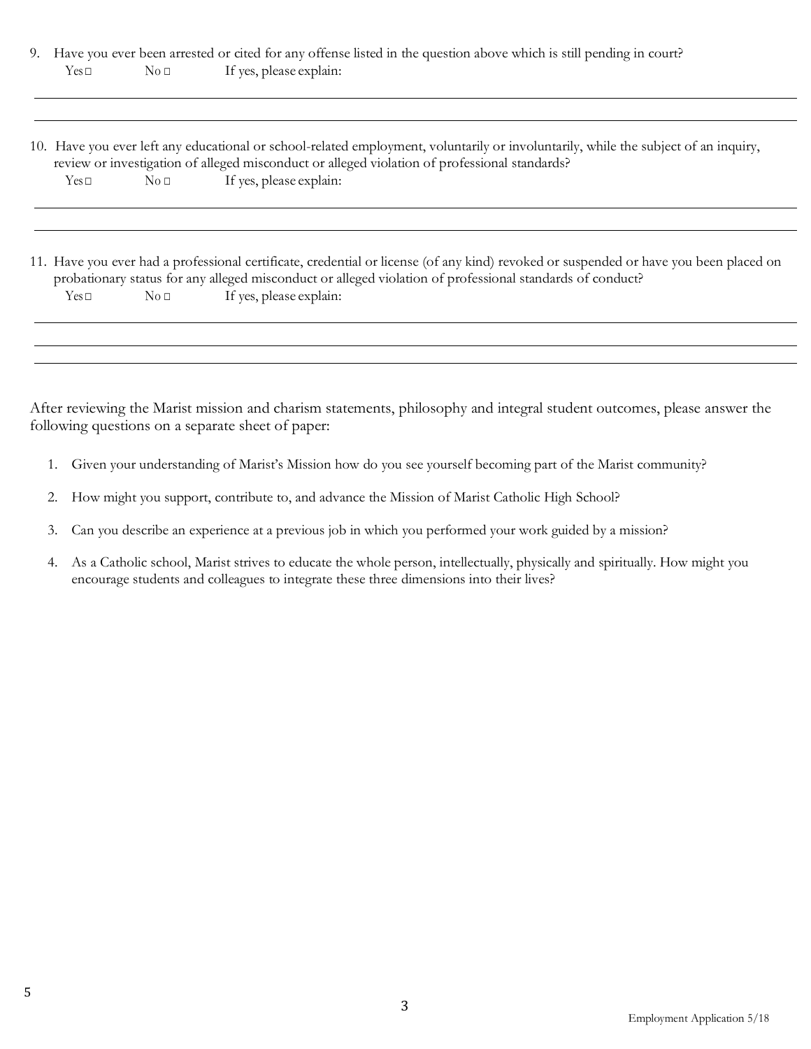9. Have you ever been arrested or cited for any offense listed in the question above which is still pending in court?
   Yes □ No □ If yes, please explain:

______________________________________________________________________________

______________________________________________________________________________

10. Have you ever left any educational or school-related employment, voluntarily or involuntarily, while the subject of an inquiry, review or investigation of alleged misconduct or alleged violation of professional standards?
    Yes □ No □ If yes, please explain:

______________________________________________________________________________

______________________________________________________________________________

11. Have you ever had a professional certificate, credential or license (of any kind) revoked or suspended or have you been placed on probationary status for any alleged misconduct or alleged violation of professional standards of conduct?
    Yes □ No □ If yes, please explain:

______________________________________________________________________________

______________________________________________________________________________

______________________________________________________________________________

After reviewing the Marist mission and charism statements, philosophy and integral student outcomes, please answer the following questions on a separate sheet of paper:

1. Given your understanding of Marist's Mission how do you see yourself becoming part of the Marist community?
2. How might you support, contribute to, and advance the Mission of Marist Catholic High School?
3. Can you describe an experience at a previous job in which you performed your work guided by a mission?
4. As a Catholic school, Marist strives to educate the whole person, intellectually, physically and spiritually. How might you encourage students and colleagues to integrate these three dimensions into their lives?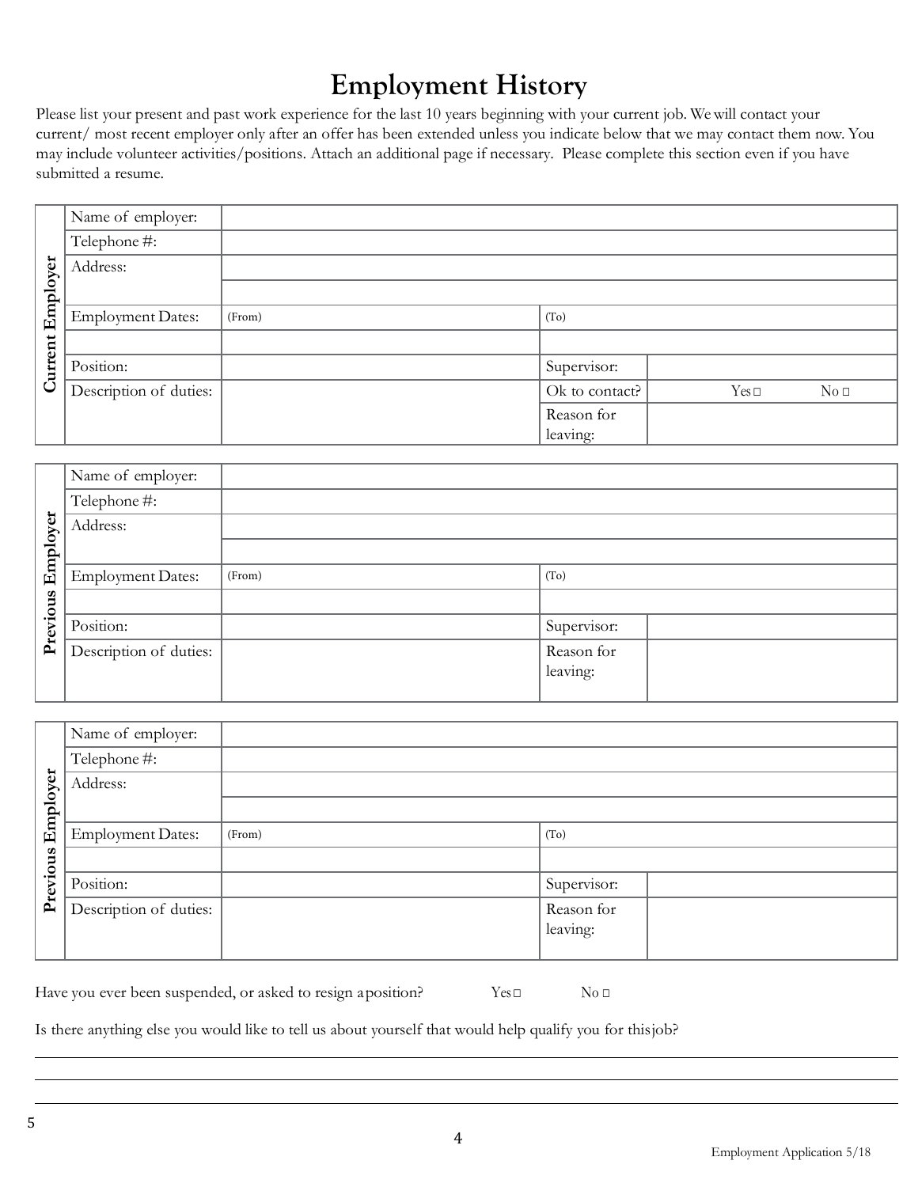# Employment History

Please list your present and past work experience for the last 10 years beginning with your current job. We will contact your current/ most recent employer only after an offer has been extended unless you indicate below that we may contact them now. You may include volunteer activities/positions. Attach an additional page if necessary. Please complete this section even if you have submitted a resume.

**Current Employer**

| | | | |
|---|---|---|---|
| Name of employer: | | | |
| Telephone #: | | | |
| Address: | | | |
| | | | |
| Employment Dates: | (From) | (To) | |
| | | | |
| Position: | | Supervisor: | |
| Description of duties: | | Ok to contact? | Yes ☐ No ☐ |
| | | Reason for leaving: | |

**Previous Employer**

| | | | |
|---|---|---|---|
| Name of employer: | | | |
| Telephone #: | | | |
| Address: | | | |
| | | | |
| Employment Dates: | (From) | (To) | |
| | | | |
| Position: | | Supervisor: | |
| Description of duties: | | Reason for leaving: | |

**Previous Employer**

| | | | |
|---|---|---|---|
| Name of employer: | | | |
| Telephone #: | | | |
| Address: | | | |
| | | | |
| Employment Dates: | (From) | (To) | |
| | | | |
| Position: | | Supervisor: | |
| Description of duties: | | Reason for leaving: | |

Have you ever been suspended, or asked to resign a position? Yes ☐ No ☐

Is there anything else you would like to tell us about yourself that would help qualify you for this job?

\_\_\_\_\_\_\_\_\_\_\_\_\_\_\_\_\_\_\_\_\_\_\_\_\_\_\_\_\_\_\_\_\_\_\_\_\_\_\_\_\_\_\_\_\_\_\_\_\_\_\_\_\_\_\_\_\_\_\_\_

\_\_\_\_\_\_\_\_\_\_\_\_\_\_\_\_\_\_\_\_\_\_\_\_\_\_\_\_\_\_\_\_\_\_\_\_\_\_\_\_\_\_\_\_\_\_\_\_\_\_\_\_\_\_\_\_\_\_\_\_

\_\_\_\_\_\_\_\_\_\_\_\_\_\_\_\_\_\_\_\_\_\_\_\_\_\_\_\_\_\_\_\_\_\_\_\_\_\_\_\_\_\_\_\_\_\_\_\_\_\_\_\_\_\_\_\_\_\_\_\_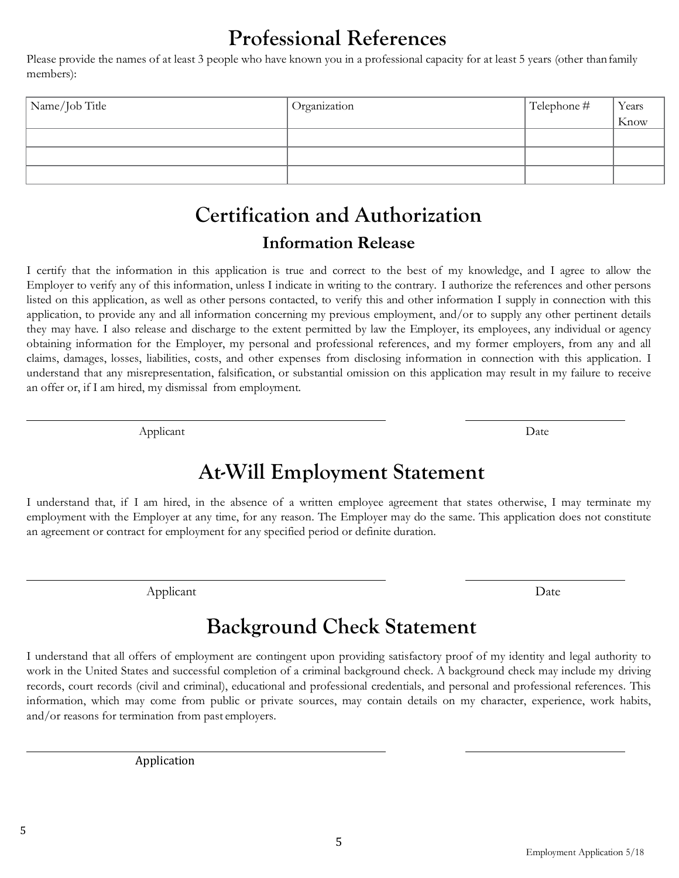# Professional References

Please provide the names of at least 3 people who have known you in a professional capacity for at least 5 years (other than family members):

| Name/Job Title | Organization | Telephone # | Years Know |
|---|---|---|---|
| | | | |
| | | | |
| | | | |

# Certification and Authorization

## Information Release

I certify that the information in this application is true and correct to the best of my knowledge, and I agree to allow the Employer to verify any of this information, unless I indicate in writing to the contrary. I authorize the references and other persons listed on this application, as well as other persons contacted, to verify this and other information I supply in connection with this application, to provide any and all information concerning my previous employment, and/or to supply any other pertinent details they may have. I also release and discharge to the extent permitted by law the Employer, its employees, any individual or agency obtaining information for the Employer, my personal and professional references, and my former employers, from any and all claims, damages, losses, liabilities, costs, and other expenses from disclosing information in connection with this application. I understand that any misrepresentation, falsification, or substantial omission on this application may result in my failure to receive an offer or, if I am hired, my dismissal from employment.

Applicant ______________________ Date ______________________

# At-Will Employment Statement

I understand that, if I am hired, in the absence of a written employee agreement that states otherwise, I may terminate my employment with the Employer at any time, for any reason. The Employer may do the same. This application does not constitute an agreement or contract for employment for any specified period or definite duration.

Applicant ______________________ Date ______________________

# Background Check Statement

I understand that all offers of employment are contingent upon providing satisfactory proof of my identity and legal authority to work in the United States and successful completion of a criminal background check. A background check may include my driving records, court records (civil and criminal), educational and professional credentials, and personal and professional references. This information, which may come from public or private sources, may contain details on my character, experience, work habits, and/or reasons for termination from past employers.

Application ______________________ ______________________